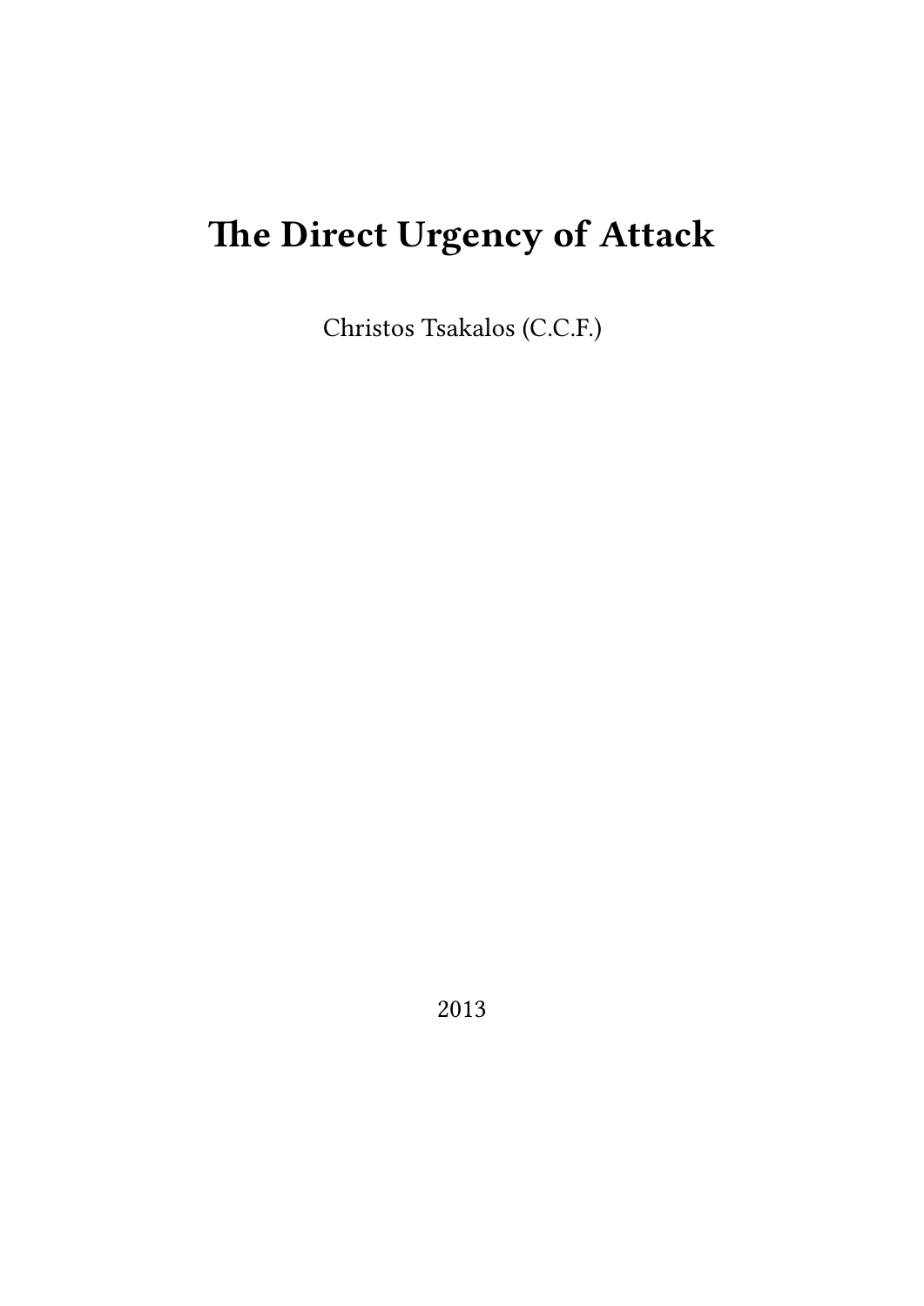# The Direct Urgency of Attack

Christos Tsakalos (C.C.F.)

2013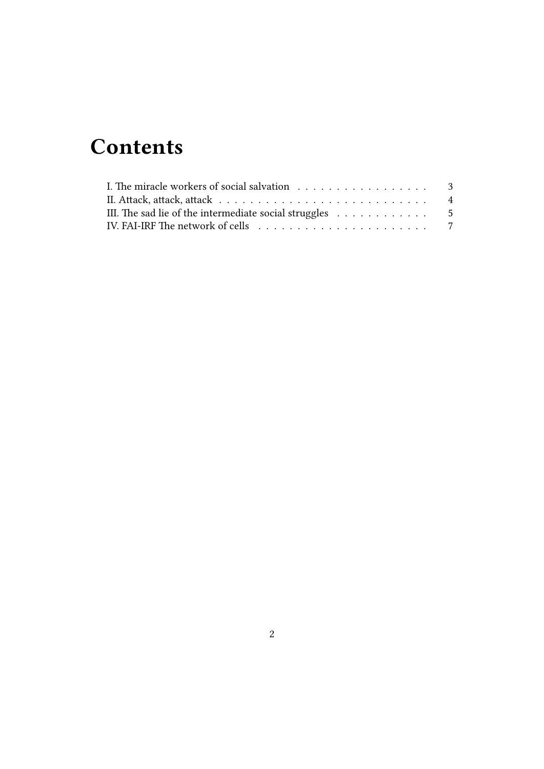# Contents

I. The miracle workers of social salvation . . . . . . . . . . . . . . . . . 3
II. Attack, attack, attack . . . . . . . . . . . . . . . . . . . . . . . . . . . 4
III. The sad lie of the intermediate social struggles . . . . . . . . . . . . 5
IV. FAI-IRF The network of cells . . . . . . . . . . . . . . . . . . . . . . 7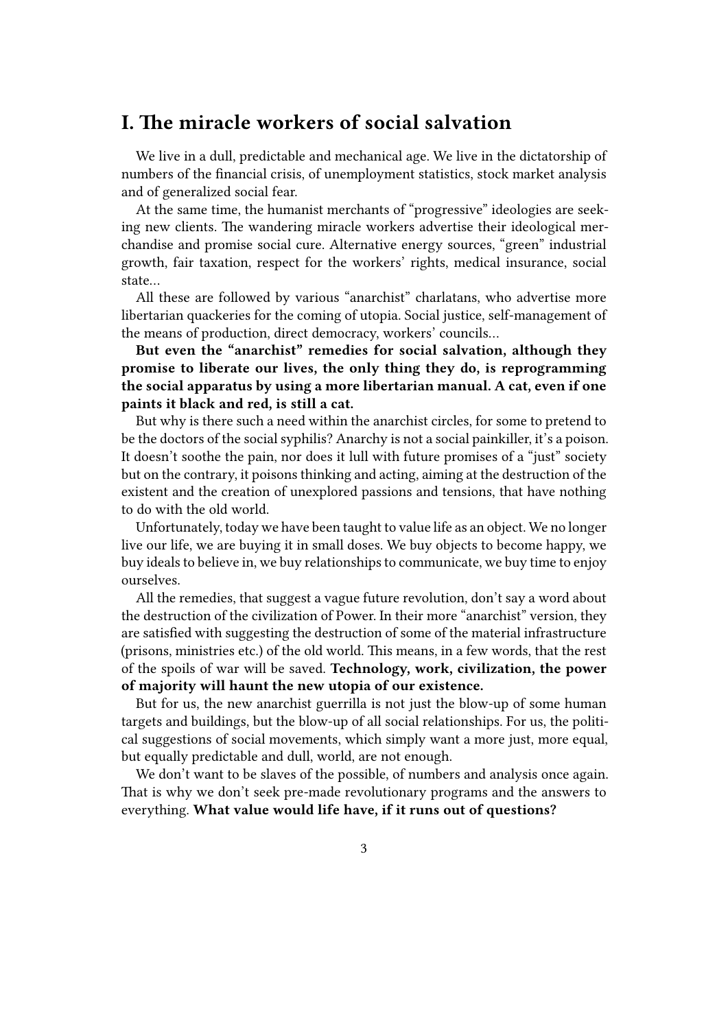# I. The miracle workers of social salvation

We live in a dull, predictable and mechanical age. We live in the dictatorship of numbers of the financial crisis, of unemployment statistics, stock market analysis and of generalized social fear.

At the same time, the humanist merchants of "progressive" ideologies are seeking new clients. The wandering miracle workers advertise their ideological merchandise and promise social cure. Alternative energy sources, "green" industrial growth, fair taxation, respect for the workers' rights, medical insurance, social state…

All these are followed by various "anarchist" charlatans, who advertise more libertarian quackeries for the coming of utopia. Social justice, self-management of the means of production, direct democracy, workers' councils…

**But even the "anarchist" remedies for social salvation, although they promise to liberate our lives, the only thing they do, is reprogramming the social apparatus by using a more libertarian manual. A cat, even if one paints it black and red, is still a cat.**

But why is there such a need within the anarchist circles, for some to pretend to be the doctors of the social syphilis? Anarchy is not a social painkiller, it's a poison. It doesn't soothe the pain, nor does it lull with future promises of a "just" society but on the contrary, it poisons thinking and acting, aiming at the destruction of the existent and the creation of unexplored passions and tensions, that have nothing to do with the old world.

Unfortunately, today we have been taught to value life as an object. We no longer live our life, we are buying it in small doses. We buy objects to become happy, we buy ideals to believe in, we buy relationships to communicate, we buy time to enjoy ourselves.

All the remedies, that suggest a vague future revolution, don't say a word about the destruction of the civilization of Power. In their more "anarchist" version, they are satisfied with suggesting the destruction of some of the material infrastructure (prisons, ministries etc.) of the old world. This means, in a few words, that the rest of the spoils of war will be saved. **Technology, work, civilization, the power of majority will haunt the new utopia of our existence.**

But for us, the new anarchist guerrilla is not just the blow-up of some human targets and buildings, but the blow-up of all social relationships. For us, the political suggestions of social movements, which simply want a more just, more equal, but equally predictable and dull, world, are not enough.

We don't want to be slaves of the possible, of numbers and analysis once again. That is why we don't seek pre-made revolutionary programs and the answers to everything. **What value would life have, if it runs out of questions?**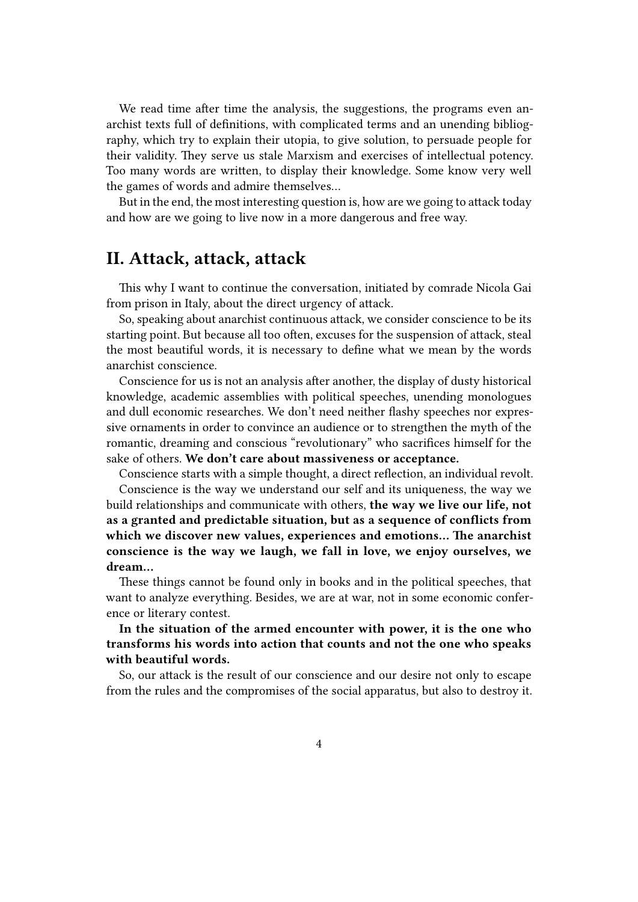We read time after time the analysis, the suggestions, the programs even anarchist texts full of definitions, with complicated terms and an unending bibliography, which try to explain their utopia, to give solution, to persuade people for their validity. They serve us stale Marxism and exercises of intellectual potency. Too many words are written, to display their knowledge. Some know very well the games of words and admire themselves…

But in the end, the most interesting question is, how are we going to attack today and how are we going to live now in a more dangerous and free way.

## II. Attack, attack, attack

This why I want to continue the conversation, initiated by comrade Nicola Gai from prison in Italy, about the direct urgency of attack.

So, speaking about anarchist continuous attack, we consider conscience to be its starting point. But because all too often, excuses for the suspension of attack, steal the most beautiful words, it is necessary to define what we mean by the words anarchist conscience.

Conscience for us is not an analysis after another, the display of dusty historical knowledge, academic assemblies with political speeches, unending monologues and dull economic researches. We don't need neither flashy speeches nor expressive ornaments in order to convince an audience or to strengthen the myth of the romantic, dreaming and conscious "revolutionary" who sacrifices himself for the sake of others. **We don't care about massiveness or acceptance.**

Conscience starts with a simple thought, a direct reflection, an individual revolt.

Conscience is the way we understand our self and its uniqueness, the way we build relationships and communicate with others, **the way we live our life, not as a granted and predictable situation, but as a sequence of conflicts from which we discover new values, experiences and emotions… The anarchist conscience is the way we laugh, we fall in love, we enjoy ourselves, we dream…**

These things cannot be found only in books and in the political speeches, that want to analyze everything. Besides, we are at war, not in some economic conference or literary contest.

**In the situation of the armed encounter with power, it is the one who transforms his words into action that counts and not the one who speaks with beautiful words.**

So, our attack is the result of our conscience and our desire not only to escape from the rules and the compromises of the social apparatus, but also to destroy it.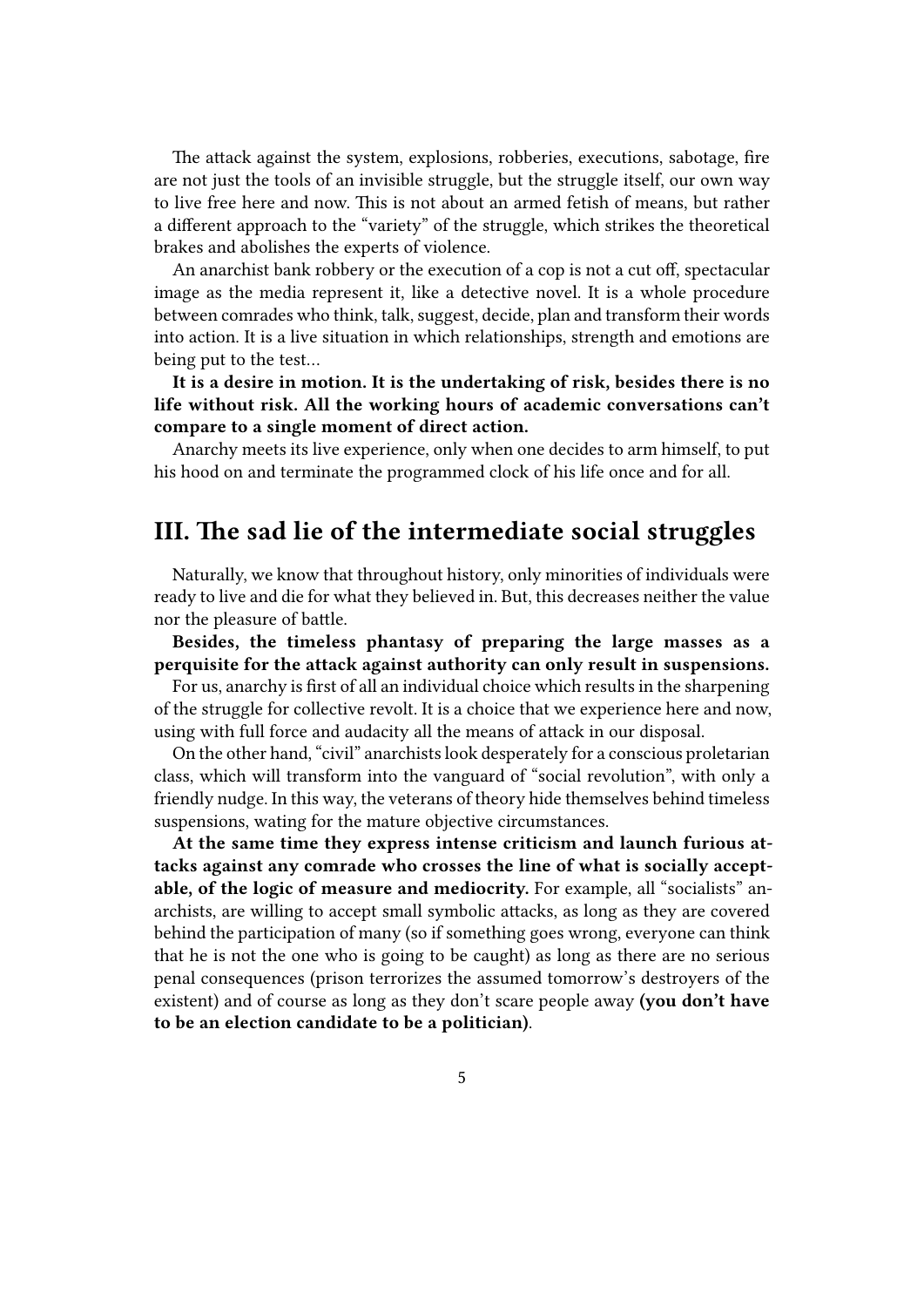The attack against the system, explosions, robberies, executions, sabotage, fire are not just the tools of an invisible struggle, but the struggle itself, our own way to live free here and now. This is not about an armed fetish of means, but rather a different approach to the "variety" of the struggle, which strikes the theoretical brakes and abolishes the experts of violence.

An anarchist bank robbery or the execution of a cop is not a cut off, spectacular image as the media represent it, like a detective novel. It is a whole procedure between comrades who think, talk, suggest, decide, plan and transform their words into action. It is a live situation in which relationships, strength and emotions are being put to the test…

**It is a desire in motion. It is the undertaking of risk, besides there is no life without risk. All the working hours of academic conversations can't compare to a single moment of direct action.**

Anarchy meets its live experience, only when one decides to arm himself, to put his hood on and terminate the programmed clock of his life once and for all.

## III. The sad lie of the intermediate social struggles

Naturally, we know that throughout history, only minorities of individuals were ready to live and die for what they believed in. But, this decreases neither the value nor the pleasure of battle.

**Besides, the timeless phantasy of preparing the large masses as a perquisite for the attack against authority can only result in suspensions.**

For us, anarchy is first of all an individual choice which results in the sharpening of the struggle for collective revolt. It is a choice that we experience here and now, using with full force and audacity all the means of attack in our disposal.

On the other hand, "civil" anarchists look desperately for a conscious proletarian class, which will transform into the vanguard of "social revolution", with only a friendly nudge. In this way, the veterans of theory hide themselves behind timeless suspensions, wating for the mature objective circumstances.

**At the same time they express intense criticism and launch furious attacks against any comrade who crosses the line of what is socially acceptable, of the logic of measure and mediocrity.** For example, all "socialists" anarchists, are willing to accept small symbolic attacks, as long as they are covered behind the participation of many (so if something goes wrong, everyone can think that he is not the one who is going to be caught) as long as there are no serious penal consequences (prison terrorizes the assumed tomorrow's destroyers of the existent) and of course as long as they don't scare people away **(you don't have to be an election candidate to be a politician)**.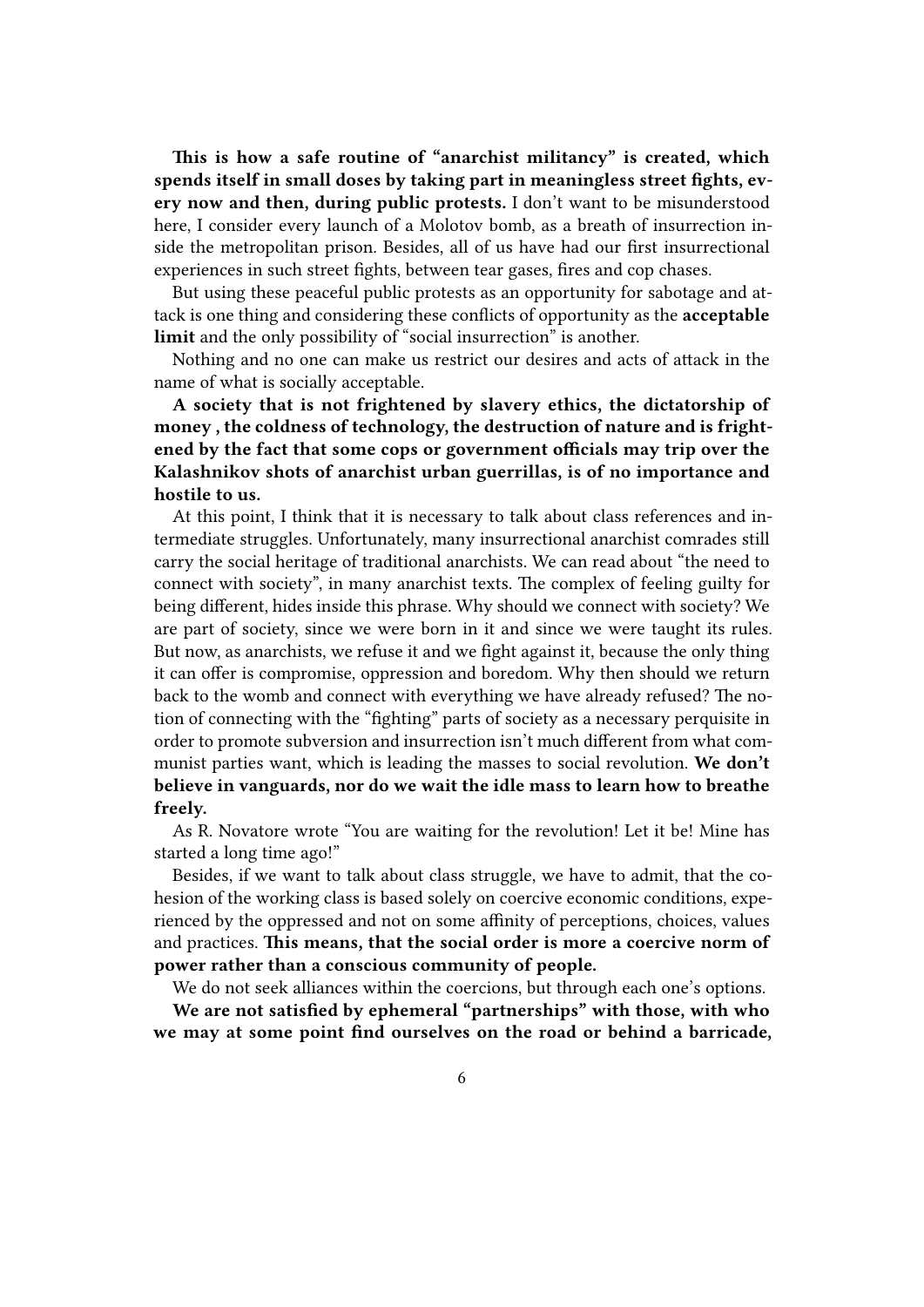**This is how a safe routine of "anarchist militancy" is created, which spends itself in small doses by taking part in meaningless street fights, every now and then, during public protests.** I don't want to be misunderstood here, I consider every launch of a Molotov bomb, as a breath of insurrection inside the metropolitan prison. Besides, all of us have had our first insurrectional experiences in such street fights, between tear gases, fires and cop chases.

But using these peaceful public protests as an opportunity for sabotage and attack is one thing and considering these conflicts of opportunity as the **acceptable limit** and the only possibility of "social insurrection" is another.

Nothing and no one can make us restrict our desires and acts of attack in the name of what is socially acceptable.

**A society that is not frightened by slavery ethics, the dictatorship of money , the coldness of technology, the destruction of nature and is frightened by the fact that some cops or government officials may trip over the Kalashnikov shots of anarchist urban guerrillas, is of no importance and hostile to us.**

At this point, I think that it is necessary to talk about class references and intermediate struggles. Unfortunately, many insurrectional anarchist comrades still carry the social heritage of traditional anarchists. We can read about "the need to connect with society", in many anarchist texts. The complex of feeling guilty for being different, hides inside this phrase. Why should we connect with society? We are part of society, since we were born in it and since we were taught its rules. But now, as anarchists, we refuse it and we fight against it, because the only thing it can offer is compromise, oppression and boredom. Why then should we return back to the womb and connect with everything we have already refused? The notion of connecting with the "fighting" parts of society as a necessary perquisite in order to promote subversion and insurrection isn't much different from what communist parties want, which is leading the masses to social revolution. **We don't believe in vanguards, nor do we wait the idle mass to learn how to breathe freely.**

As R. Novatore wrote "You are waiting for the revolution! Let it be! Mine has started a long time ago!"

Besides, if we want to talk about class struggle, we have to admit, that the cohesion of the working class is based solely on coercive economic conditions, experienced by the oppressed and not on some affinity of perceptions, choices, values and practices. **This means, that the social order is more a coercive norm of power rather than a conscious community of people.**

We do not seek alliances within the coercions, but through each one's options.

**We are not satisfied by ephemeral "partnerships" with those, with who we may at some point find ourselves on the road or behind a barricade,**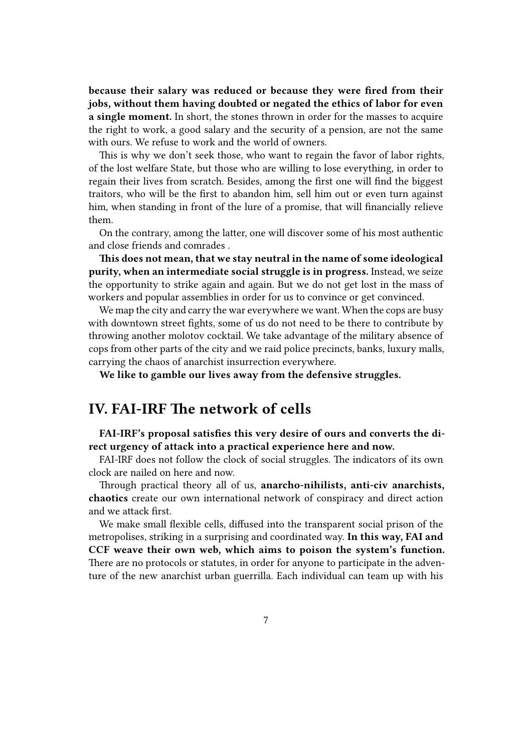**because their salary was reduced or because they were fired from their jobs, without them having doubted or negated the ethics of labor for even a single moment.** In short, the stones thrown in order for the masses to acquire the right to work, a good salary and the security of a pension, are not the same with ours. We refuse to work and the world of owners.

This is why we don't seek those, who want to regain the favor of labor rights, of the lost welfare State, but those who are willing to lose everything, in order to regain their lives from scratch. Besides, among the first one will find the biggest traitors, who will be the first to abandon him, sell him out or even turn against him, when standing in front of the lure of a promise, that will financially relieve them.

On the contrary, among the latter, one will discover some of his most authentic and close friends and comrades .

**This does not mean, that we stay neutral in the name of some ideological purity, when an intermediate social struggle is in progress.** Instead, we seize the opportunity to strike again and again. But we do not get lost in the mass of workers and popular assemblies in order for us to convince or get convinced.

We map the city and carry the war everywhere we want. When the cops are busy with downtown street fights, some of us do not need to be there to contribute by throwing another molotov cocktail. We take advantage of the military absence of cops from other parts of the city and we raid police precincts, banks, luxury malls, carrying the chaos of anarchist insurrection everywhere.

**We like to gamble our lives away from the defensive struggles.**

## IV. FAI-IRF The network of cells

**FAI-IRF's proposal satisfies this very desire of ours and converts the direct urgency of attack into a practical experience here and now.**

FAI-IRF does not follow the clock of social struggles. The indicators of its own clock are nailed on here and now.

Through practical theory all of us, **anarcho-nihilists, anti-civ anarchists, chaotics** create our own international network of conspiracy and direct action and we attack first.

We make small flexible cells, diffused into the transparent social prison of the metropolises, striking in a surprising and coordinated way. **In this way, FAI and CCF weave their own web, which aims to poison the system's function.** There are no protocols or statutes, in order for anyone to participate in the adventure of the new anarchist urban guerrilla. Each individual can team up with his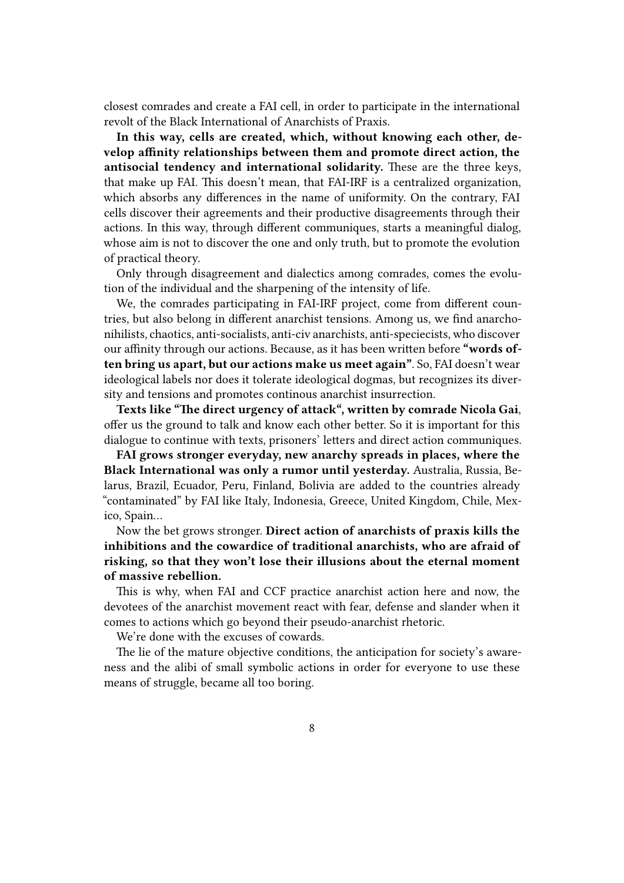closest comrades and create a FAI cell, in order to participate in the international revolt of the Black International of Anarchists of Praxis.

**In this way, cells are created, which, without knowing each other, develop affinity relationships between them and promote direct action, the antisocial tendency and international solidarity.** These are the three keys, that make up FAI. This doesn't mean, that FAI-IRF is a centralized organization, which absorbs any differences in the name of uniformity. On the contrary, FAI cells discover their agreements and their productive disagreements through their actions. In this way, through different communiques, starts a meaningful dialog, whose aim is not to discover the one and only truth, but to promote the evolution of practical theory.

Only through disagreement and dialectics among comrades, comes the evolution of the individual and the sharpening of the intensity of life.

We, the comrades participating in FAI-IRF project, come from different countries, but also belong in different anarchist tensions. Among us, we find anarcho-nihilists, chaotics, anti-socialists, anti-civ anarchists, anti-speciecists, who discover our affinity through our actions. Because, as it has been written before **"words often bring us apart, but our actions make us meet again"**. So, FAI doesn't wear ideological labels nor does it tolerate ideological dogmas, but recognizes its diversity and tensions and promotes continous anarchist insurrection.

**Texts like "The direct urgency of attack", written by comrade Nicola Gai**, offer us the ground to talk and know each other better. So it is important for this dialogue to continue with texts, prisoners' letters and direct action communiques.

**FAI grows stronger everyday, new anarchy spreads in places, where the Black International was only a rumor until yesterday.** Australia, Russia, Belarus, Brazil, Ecuador, Peru, Finland, Bolivia are added to the countries already "contaminated" by FAI like Italy, Indonesia, Greece, United Kingdom, Chile, Mexico, Spain…

Now the bet grows stronger. **Direct action of anarchists of praxis kills the inhibitions and the cowardice of traditional anarchists, who are afraid of risking, so that they won't lose their illusions about the eternal moment of massive rebellion.**

This is why, when FAI and CCF practice anarchist action here and now, the devotees of the anarchist movement react with fear, defense and slander when it comes to actions which go beyond their pseudo-anarchist rhetoric.

We're done with the excuses of cowards.

The lie of the mature objective conditions, the anticipation for society's awareness and the alibi of small symbolic actions in order for everyone to use these means of struggle, became all too boring.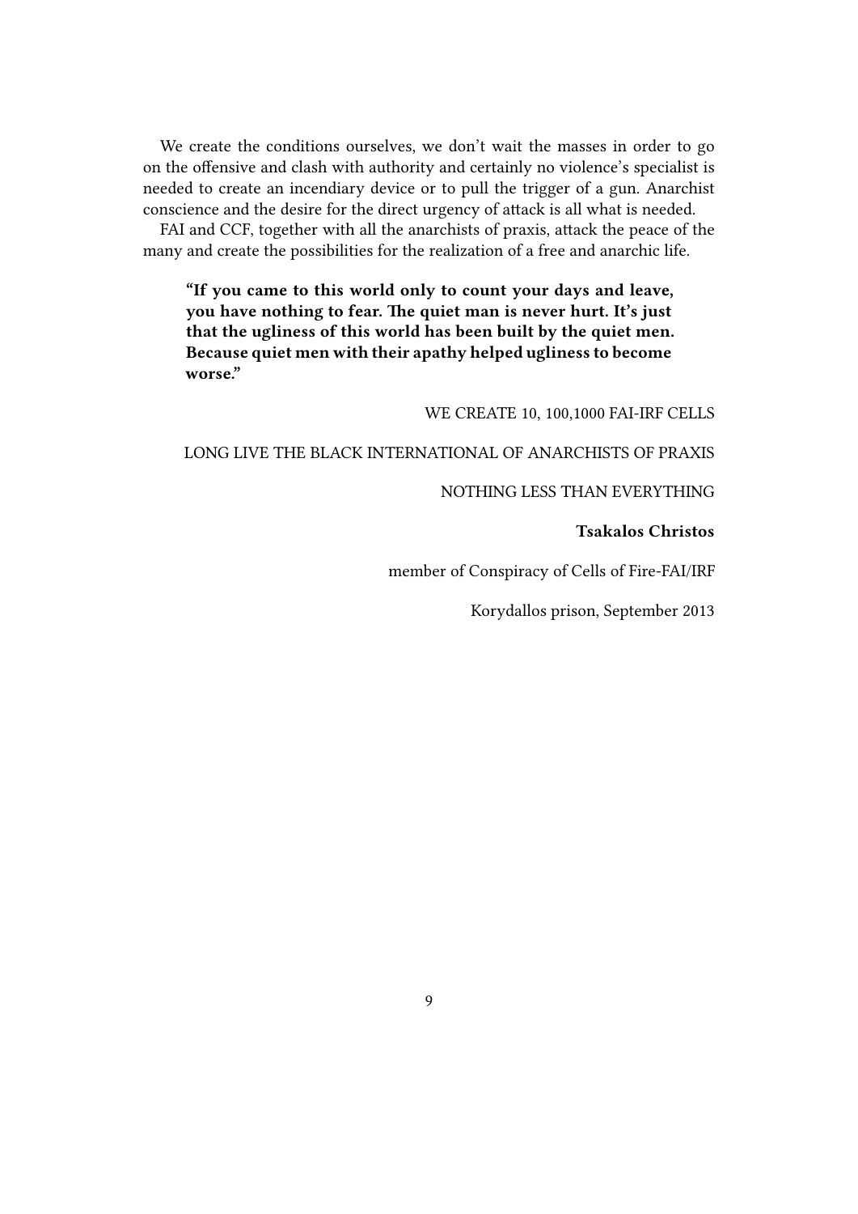We create the conditions ourselves, we don't wait the masses in order to go on the offensive and clash with authority and certainly no violence's specialist is needed to create an incendiary device or to pull the trigger of a gun. Anarchist conscience and the desire for the direct urgency of attack is all what is needed.

FAI and CCF, together with all the anarchists of praxis, attack the peace of the many and create the possibilities for the realization of a free and anarchic life.

> **"If you came to this world only to count your days and leave, you have nothing to fear. The quiet man is never hurt. It's just that the ugliness of this world has been built by the quiet men. Because quiet men with their apathy helped ugliness to become worse."**

WE CREATE 10, 100,1000 FAI-IRF CELLS

LONG LIVE THE BLACK INTERNATIONAL OF ANARCHISTS OF PRAXIS

NOTHING LESS THAN EVERYTHING

**Tsakalos Christos**

member of Conspiracy of Cells of Fire-FAI/IRF

Korydallos prison, September 2013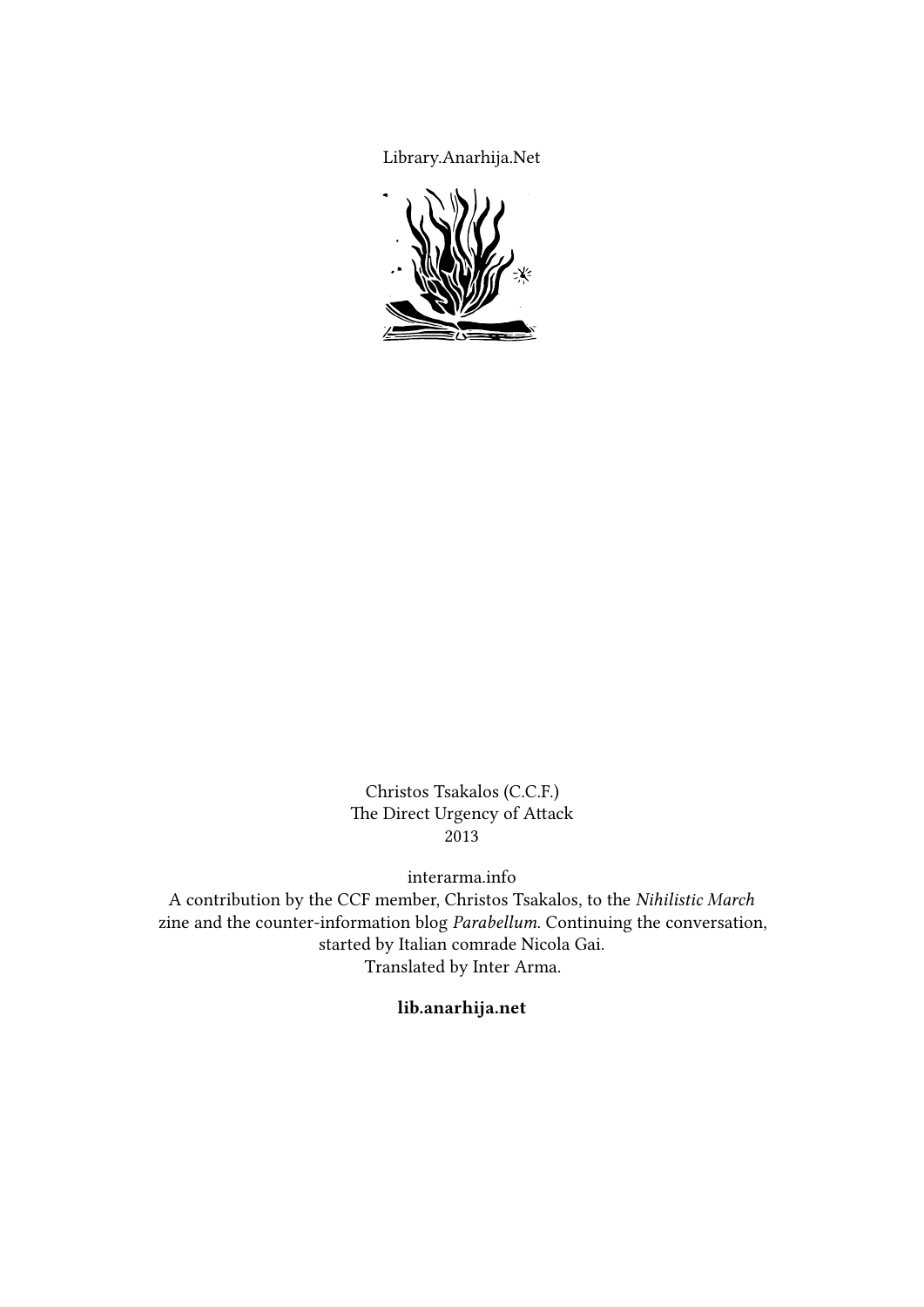Library.Anarhija.Net

Christos Tsakalos (C.C.F.)
The Direct Urgency of Attack
2013

interarma.info
A contribution by the CCF member, Christos Tsakalos, to the *Nihilistic March* zine and the counter-information blog *Parabellum*. Continuing the conversation, started by Italian comrade Nicola Gai.
Translated by Inter Arma.

**lib.anarhija.net**